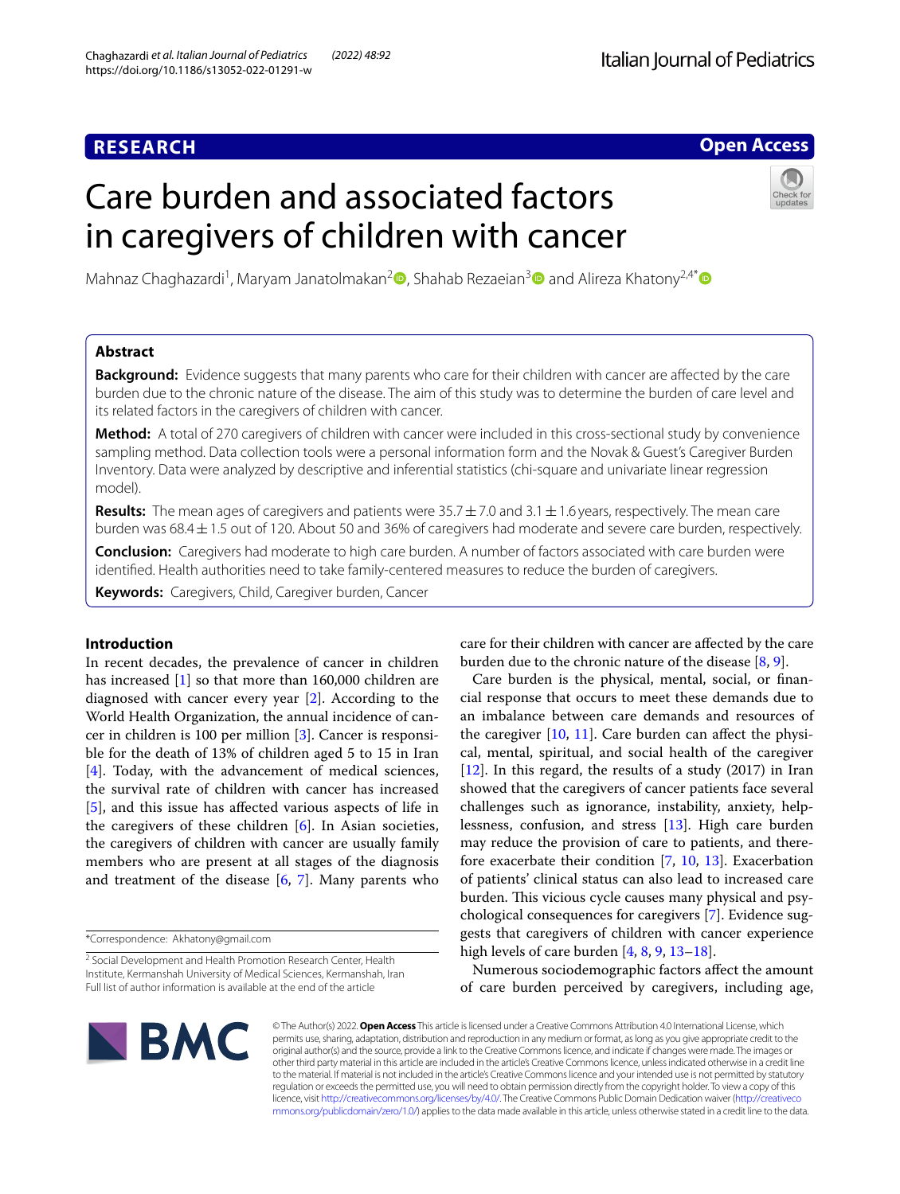RESEARCH

Open Access

# Care burden and associated factors in caregivers of children with cancer

Mahnaz Chaghazardi[1], Maryam Janatolmakan[2], Shahab Rezaeian[3] and Alireza Khatony[2,4*]

## Abstract

**Background:** Evidence suggests that many parents who care for their children with cancer are affected by the care burden due to the chronic nature of the disease. The aim of this study was to determine the burden of care level and its related factors in the caregivers of children with cancer.

**Method:** A total of 270 caregivers of children with cancer were included in this cross-sectional study by convenience sampling method. Data collection tools were a personal information form and the Novak & Guest's Caregiver Burden Inventory. Data were analyzed by descriptive and inferential statistics (chi-square and univariate linear regression model).

**Results:** The mean ages of caregivers and patients were 35.7 ± 7.0 and 3.1 ± 1.6 years, respectively. The mean care burden was 68.4 ± 1.5 out of 120. About 50 and 36% of caregivers had moderate and severe care burden, respectively.

**Conclusion:** Caregivers had moderate to high care burden. A number of factors associated with care burden were identified. Health authorities need to take family-centered measures to reduce the burden of caregivers.

**Keywords:** Caregivers, Child, Caregiver burden, Cancer

## Introduction

In recent decades, the prevalence of cancer in children has increased [1] so that more than 160,000 children are diagnosed with cancer every year [2]. According to the World Health Organization, the annual incidence of cancer in children is 100 per million [3]. Cancer is responsible for the death of 13% of children aged 5 to 15 in Iran [4]. Today, with the advancement of medical sciences, the survival rate of children with cancer has increased [5], and this issue has affected various aspects of life in the caregivers of these children [6]. In Asian societies, the caregivers of children with cancer are usually family members who are present at all stages of the diagnosis and treatment of the disease [6, 7]. Many parents who care for their children with cancer are affected by the care burden due to the chronic nature of the disease [8, 9].

Care burden is the physical, mental, social, or financial response that occurs to meet these demands due to an imbalance between care demands and resources of the caregiver [10, 11]. Care burden can affect the physical, mental, spiritual, and social health of the caregiver [12]. In this regard, the results of a study (2017) in Iran showed that the caregivers of cancer patients face several challenges such as ignorance, instability, anxiety, helplessness, confusion, and stress [13]. High care burden may reduce the provision of care to patients, and therefore exacerbate their condition [7, 10, 13]. Exacerbation of patients' clinical status can also lead to increased care burden. This vicious cycle causes many physical and psychological consequences for caregivers [7]. Evidence suggests that caregivers of children with cancer experience high levels of care burden [4, 8, 9, 13–18].

Numerous sociodemographic factors affect the amount of care burden perceived by caregivers, including age,

*Correspondence: Akhatony@gmail.com

[2] Social Development and Health Promotion Research Center, Health Institute, Kermanshah University of Medical Sciences, Kermanshah, Iran

Full list of author information is available at the end of the article

© The Author(s) 2022. **Open Access** This article is licensed under a Creative Commons Attribution 4.0 International License, which permits use, sharing, adaptation, distribution and reproduction in any medium or format, as long as you give appropriate credit to the original author(s) and the source, provide a link to the Creative Commons licence, and indicate if changes were made. The images or other third party material in this article are included in the article's Creative Commons licence, unless indicated otherwise in a credit line to the material. If material is not included in the article's Creative Commons licence and your intended use is not permitted by statutory regulation or exceeds the permitted use, you will need to obtain permission directly from the copyright holder. To view a copy of this licence, visit http://creativecommons.org/licenses/by/4.0/. The Creative Commons Public Domain Dedication waiver (http://creativecommons.org/publicdomain/zero/1.0/) applies to the data made available in this article, unless otherwise stated in a credit line to the data.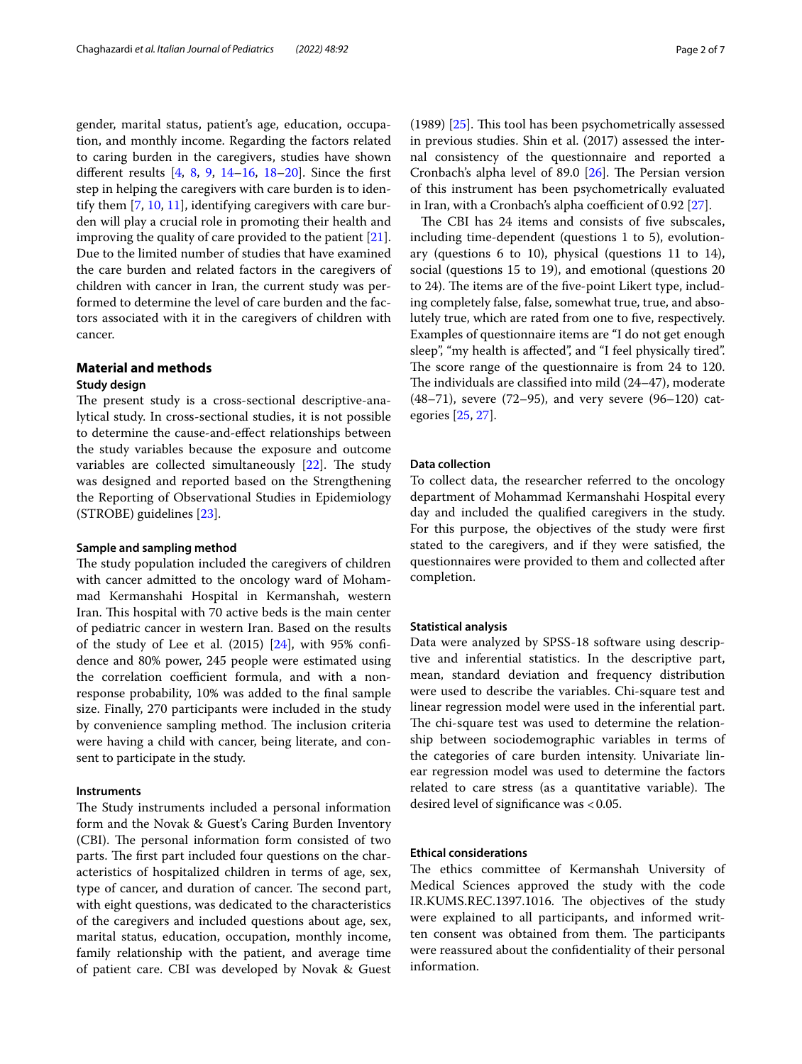gender, marital status, patient's age, education, occupation, and monthly income. Regarding the factors related to caring burden in the caregivers, studies have shown different results [4, 8, 9, 14–16, 18–20]. Since the first step in helping the caregivers with care burden is to identify them [7, 10, 11], identifying caregivers with care burden will play a crucial role in promoting their health and improving the quality of care provided to the patient [21]. Due to the limited number of studies that have examined the care burden and related factors in the caregivers of children with cancer in Iran, the current study was performed to determine the level of care burden and the factors associated with it in the caregivers of children with cancer.

## Material and methods

### Study design

The present study is a cross-sectional descriptive-analytical study. In cross-sectional studies, it is not possible to determine the cause-and-effect relationships between the study variables because the exposure and outcome variables are collected simultaneously [22]. The study was designed and reported based on the Strengthening the Reporting of Observational Studies in Epidemiology (STROBE) guidelines [23].

### Sample and sampling method

The study population included the caregivers of children with cancer admitted to the oncology ward of Mohammad Kermanshahi Hospital in Kermanshah, western Iran. This hospital with 70 active beds is the main center of pediatric cancer in western Iran. Based on the results of the study of Lee et al. (2015) [24], with 95% confidence and 80% power, 245 people were estimated using the correlation coefficient formula, and with a non-response probability, 10% was added to the final sample size. Finally, 270 participants were included in the study by convenience sampling method. The inclusion criteria were having a child with cancer, being literate, and consent to participate in the study.

### Instruments

The Study instruments included a personal information form and the Novak & Guest's Caring Burden Inventory (CBI). The personal information form consisted of two parts. The first part included four questions on the characteristics of hospitalized children in terms of age, sex, type of cancer, and duration of cancer. The second part, with eight questions, was dedicated to the characteristics of the caregivers and included questions about age, sex, marital status, education, occupation, monthly income, family relationship with the patient, and average time of patient care. CBI was developed by Novak & Guest (1989) [25]. This tool has been psychometrically assessed in previous studies. Shin et al. (2017) assessed the internal consistency of the questionnaire and reported a Cronbach's alpha level of 89.0 [26]. The Persian version of this instrument has been psychometrically evaluated in Iran, with a Cronbach's alpha coefficient of 0.92 [27].

The CBI has 24 items and consists of five subscales, including time-dependent (questions 1 to 5), evolutionary (questions 6 to 10), physical (questions 11 to 14), social (questions 15 to 19), and emotional (questions 20 to 24). The items are of the five-point Likert type, including completely false, false, somewhat true, true, and absolutely true, which are rated from one to five, respectively. Examples of questionnaire items are "I do not get enough sleep", "my health is affected", and "I feel physically tired". The score range of the questionnaire is from 24 to 120. The individuals are classified into mild (24–47), moderate (48–71), severe (72–95), and very severe (96–120) categories [25, 27].

### Data collection

To collect data, the researcher referred to the oncology department of Mohammad Kermanshahi Hospital every day and included the qualified caregivers in the study. For this purpose, the objectives of the study were first stated to the caregivers, and if they were satisfied, the questionnaires were provided to them and collected after completion.

### Statistical analysis

Data were analyzed by SPSS-18 software using descriptive and inferential statistics. In the descriptive part, mean, standard deviation and frequency distribution were used to describe the variables. Chi-square test and linear regression model were used in the inferential part. The chi-square test was used to determine the relationship between sociodemographic variables in terms of the categories of care burden intensity. Univariate linear regression model was used to determine the factors related to care stress (as a quantitative variable). The desired level of significance was $<0.05$.

### Ethical considerations

The ethics committee of Kermanshah University of Medical Sciences approved the study with the code IR.KUMS.REC.1397.1016. The objectives of the study were explained to all participants, and informed written consent was obtained from them. The participants were reassured about the confidentiality of their personal information.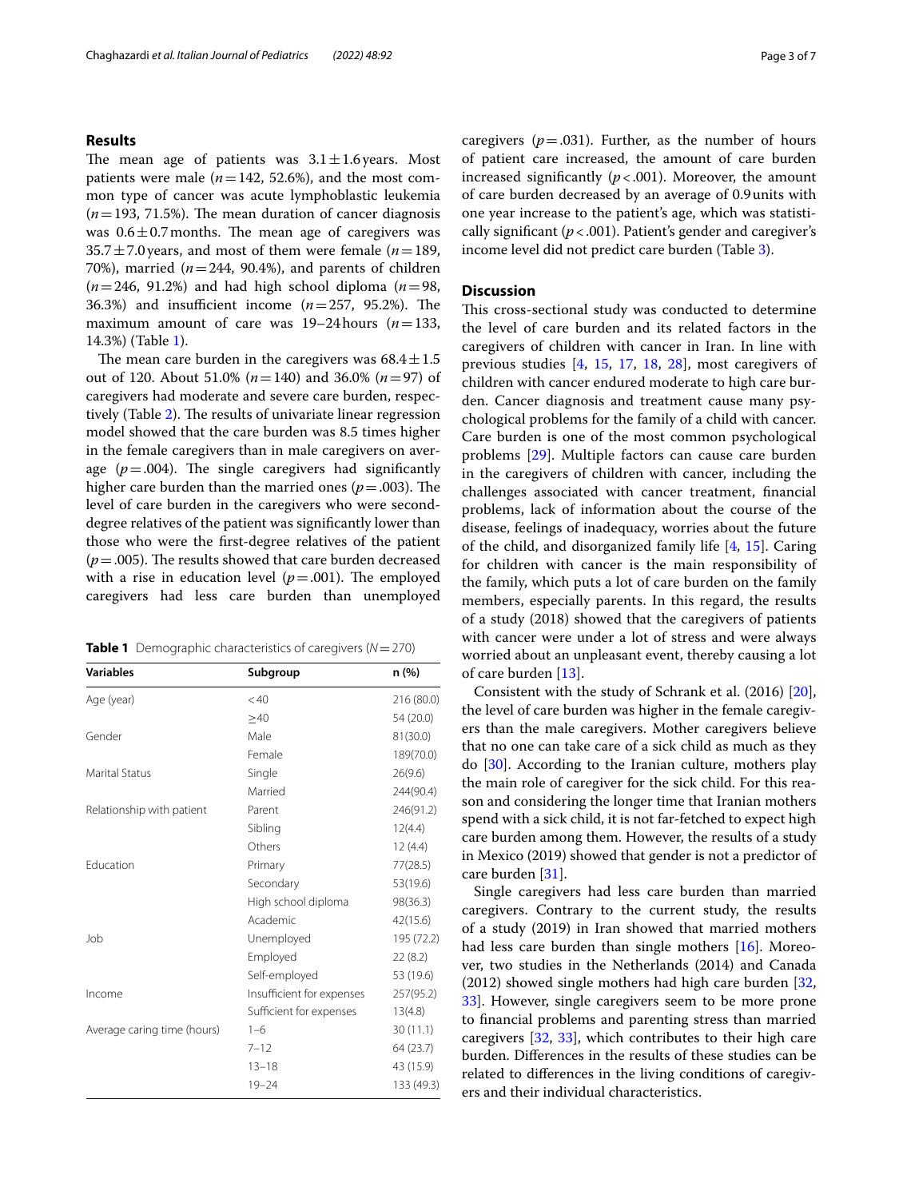## Results

The mean age of patients was 3.1 ± 1.6 years. Most patients were male ($n$ = 142, 52.6%), and the most common type of cancer was acute lymphoblastic leukemia ($n$ = 193, 71.5%). The mean duration of cancer diagnosis was 0.6 ± 0.7 months. The mean age of caregivers was 35.7 ± 7.0 years, and most of them were female ($n$ = 189, 70%), married ($n$ = 244, 90.4%), and parents of children ($n$ = 246, 91.2%) and had high school diploma ($n$ = 98, 36.3%) and insufficient income ($n$ = 257, 95.2%). The maximum amount of care was 19–24 hours ($n$ = 133, 14.3%) (Table 1).

The mean care burden in the caregivers was 68.4 ± 1.5 out of 120. About 51.0% ($n$ = 140) and 36.0% ($n$ = 97) of caregivers had moderate and severe care burden, respectively (Table 2). The results of univariate linear regression model showed that the care burden was 8.5 times higher in the female caregivers than in male caregivers on average ($p$ = .004). The single caregivers had significantly higher care burden than the married ones ($p$ = .003). The level of care burden in the caregivers who were second-degree relatives of the patient was significantly lower than those who were the first-degree relatives of the patient ($p$ = .005). The results showed that care burden decreased with a rise in education level ($p$ = .001). The employed caregivers had less care burden than unemployed caregivers ($p$ = .031). Further, as the number of hours of patient care increased, the amount of care burden increased significantly ($p$ < .001). Moreover, the amount of care burden decreased by an average of 0.9 units with one year increase to the patient's age, which was statistically significant ($p$ < .001). Patient's gender and caregiver's income level did not predict care burden (Table 3).

**Table 1** Demographic characteristics of caregivers ($N$ = 270)

| Variables | Subgroup | n (%) |
|---|---|---|
| Age (year) | < 40 | 216 (80.0) |
| | ≥40 | 54 (20.0) |
| Gender | Male | 81(30.0) |
| | Female | 189(70.0) |
| Marital Status | Single | 26(9.6) |
| | Married | 244(90.4) |
| Relationship with patient | Parent | 246(91.2) |
| | Sibling | 12(4.4) |
| | Others | 12 (4.4) |
| Education | Primary | 77(28.5) |
| | Secondary | 53(19.6) |
| | High school diploma | 98(36.3) |
| | Academic | 42(15.6) |
| Job | Unemployed | 195 (72.2) |
| | Employed | 22 (8.2) |
| | Self-employed | 53 (19.6) |
| Income | Insufficient for expenses | 257(95.2) |
| | Sufficient for expenses | 13(4.8) |
| Average caring time (hours) | 1–6 | 30 (11.1) |
| | 7–12 | 64 (23.7) |
| | 13–18 | 43 (15.9) |
| | 19–24 | 133 (49.3) |

## Discussion

This cross-sectional study was conducted to determine the level of care burden and its related factors in the caregivers of children with cancer in Iran. In line with previous studies [4, 15, 17, 18, 28], most caregivers of children with cancer endured moderate to high care burden. Cancer diagnosis and treatment cause many psychological problems for the family of a child with cancer. Care burden is one of the most common psychological problems [29]. Multiple factors can cause care burden in the caregivers of children with cancer, including the challenges associated with cancer treatment, financial problems, lack of information about the course of the disease, feelings of inadequacy, worries about the future of the child, and disorganized family life [4, 15]. Caring for children with cancer is the main responsibility of the family, which puts a lot of care burden on the family members, especially parents. In this regard, the results of a study (2018) showed that the caregivers of patients with cancer were under a lot of stress and were always worried about an unpleasant event, thereby causing a lot of care burden [13].

Consistent with the study of Schrank et al. (2016) [20], the level of care burden was higher in the female caregivers than the male caregivers. Mother caregivers believe that no one can take care of a sick child as much as they do [30]. According to the Iranian culture, mothers play the main role of caregiver for the sick child. For this reason and considering the longer time that Iranian mothers spend with a sick child, it is not far-fetched to expect high care burden among them. However, the results of a study in Mexico (2019) showed that gender is not a predictor of care burden [31].

Single caregivers had less care burden than married caregivers. Contrary to the current study, the results of a study (2019) in Iran showed that married mothers had less care burden than single mothers [16]. Moreover, two studies in the Netherlands (2014) and Canada (2012) showed single mothers had high care burden [32, 33]. However, single caregivers seem to be more prone to financial problems and parenting stress than married caregivers [32, 33], which contributes to their high care burden. Differences in the results of these studies can be related to differences in the living conditions of caregivers and their individual characteristics.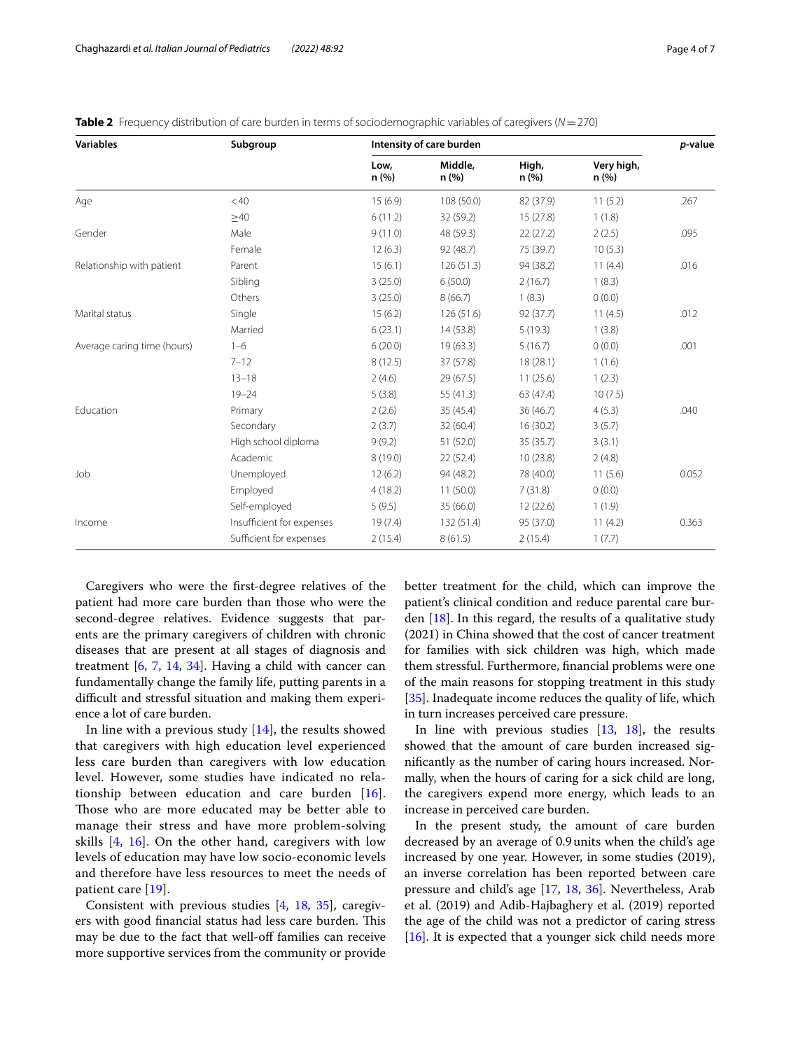**Table 2** Frequency distribution of care burden in terms of sociodemographic variables of caregivers ($N = 270$)

| Variables | Subgroup | Intensity of care burden | | | | *p*-value |
|---|---|---|---|---|---|---|
| | | Low, n (%) | Middle, n (%) | High, n (%) | Very high, n (%) | |
| Age | <40 | 15 (6.9) | 108 (50.0) | 82 (37.9) | 11 (5.2) | .267 |
| | ≥40 | 6 (11.2) | 32 (59.2) | 15 (27.8) | 1 (1.8) | |
| Gender | Male | 9 (11.0) | 48 (59.3) | 22 (27.2) | 2 (2.5) | .095 |
| | Female | 12 (6.3) | 92 (48.7) | 75 (39.7) | 10 (5.3) | |
| Relationship with patient | Parent | 15 (6.1) | 126 (51.3) | 94 (38.2) | 11 (4.4) | .016 |
| | Sibling | 3 (25.0) | 6 (50.0) | 2 (16.7) | 1 (8.3) | |
| | Others | 3 (25.0) | 8 (66.7) | 1 (8.3) | 0 (0.0) | |
| Marital status | Single | 15 (6.2) | 126 (51.6) | 92 (37.7) | 11 (4.5) | .012 |
| | Married | 6 (23.1) | 14 (53.8) | 5 (19.3) | 1 (3.8) | |
| Average caring time (hours) | 1–6 | 6 (20.0) | 19 (63.3) | 5 (16.7) | 0 (0.0) | .001 |
| | 7–12 | 8 (12.5) | 37 (57.8) | 18 (28.1) | 1 (1.6) | |
| | 13–18 | 2 (4.6) | 29 (67.5) | 11 (25.6) | 1 (2.3) | |
| | 19–24 | 5 (3.8) | 55 (41.3) | 63 (47.4) | 10 (7.5) | |
| Education | Primary | 2 (2.6) | 35 (45.4) | 36 (46.7) | 4 (5.3) | .040 |
| | Secondary | 2 (3.7) | 32 (60.4) | 16 (30.2) | 3 (5.7) | |
| | High school diploma | 9 (9.2) | 51 (52.0) | 35 (35.7) | 3 (3.1) | |
| | Academic | 8 (19.0) | 22 (52.4) | 10 (23.8) | 2 (4.8) | |
| Job | Unemployed | 12 (6.2) | 94 (48.2) | 78 (40.0) | 11 (5.6) | 0.052 |
| | Employed | 4 (18.2) | 11 (50.0) | 7 (31.8) | 0 (0.0) | |
| | Self-employed | 5 (9.5) | 35 (66.0) | 12 (22.6) | 1 (1.9) | |
| Income | Insufficient for expenses | 19 (7.4) | 132 (51.4) | 95 (37.0) | 11 (4.2) | 0.363 |
| | Sufficient for expenses | 2 (15.4) | 8 (61.5) | 2 (15.4) | 1 (7.7) | |

Caregivers who were the first-degree relatives of the patient had more care burden than those who were the second-degree relatives. Evidence suggests that parents are the primary caregivers of children with chronic diseases that are present at all stages of diagnosis and treatment [6, 7, 14, 34]. Having a child with cancer can fundamentally change the family life, putting parents in a difficult and stressful situation and making them experience a lot of care burden.

In line with a previous study [14], the results showed that caregivers with high education level experienced less care burden than caregivers with low education level. However, some studies have indicated no relationship between education and care burden [16]. Those who are more educated may be better able to manage their stress and have more problem-solving skills [4, 16]. On the other hand, caregivers with low levels of education may have low socio-economic levels and therefore have less resources to meet the needs of patient care [19].

Consistent with previous studies [4, 18, 35], caregivers with good financial status had less care burden. This may be due to the fact that well-off families can receive more supportive services from the community or provide better treatment for the child, which can improve the patient's clinical condition and reduce parental care burden [18]. In this regard, the results of a qualitative study (2021) in China showed that the cost of cancer treatment for families with sick children was high, which made them stressful. Furthermore, financial problems were one of the main reasons for stopping treatment in this study [35]. Inadequate income reduces the quality of life, which in turn increases perceived care pressure.

In line with previous studies [13, 18], the results showed that the amount of care burden increased significantly as the number of caring hours increased. Normally, when the hours of caring for a sick child are long, the caregivers expend more energy, which leads to an increase in perceived care burden.

In the present study, the amount of care burden decreased by an average of 0.9 units when the child's age increased by one year. However, in some studies (2019), an inverse correlation has been reported between care pressure and child's age [17, 18, 36]. Nevertheless, Arab et al. (2019) and Adib-Hajbaghery et al. (2019) reported the age of the child was not a predictor of caring stress [16]. It is expected that a younger sick child needs more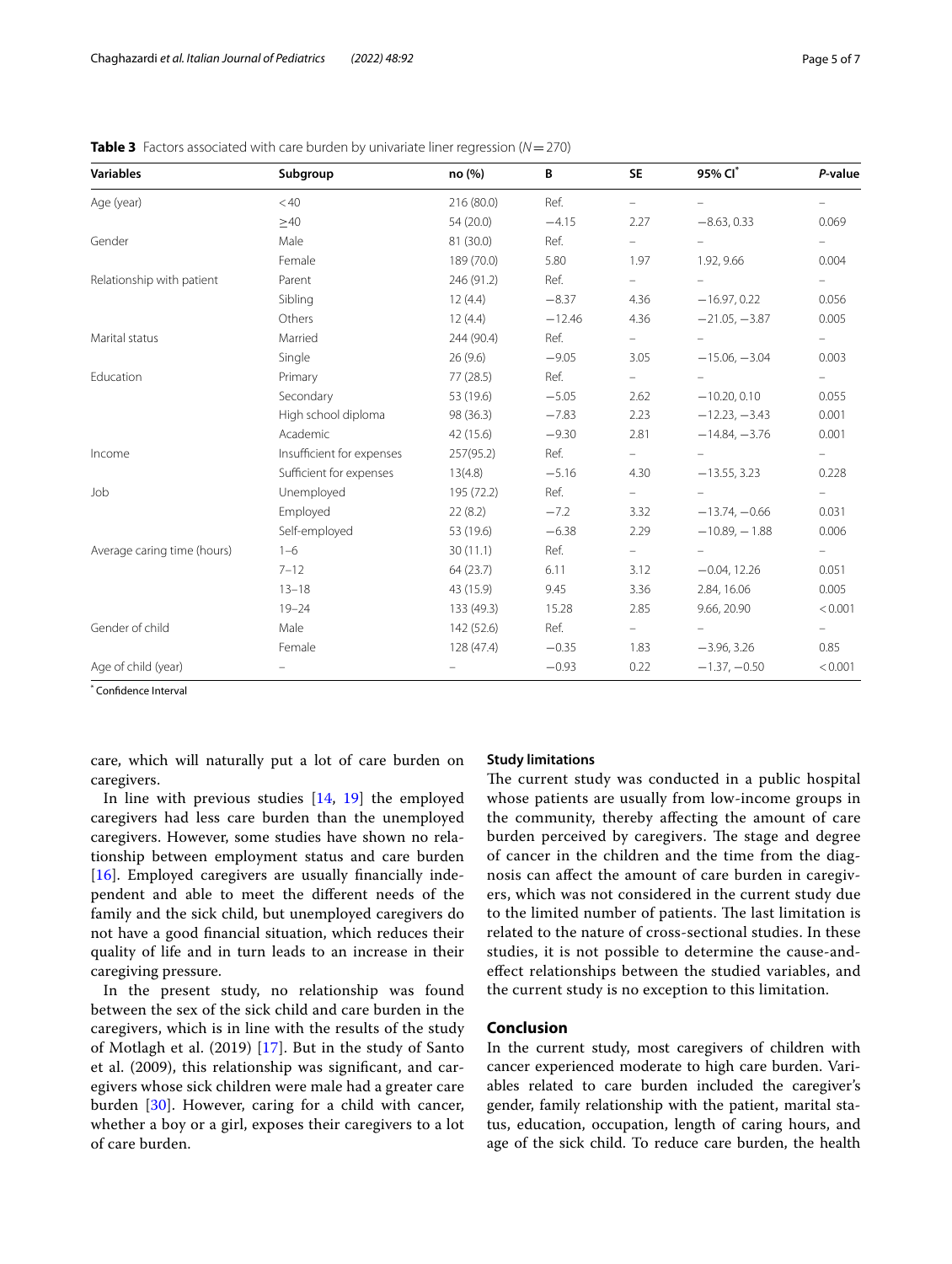**Table 3** Factors associated with care burden by univariate liner regression ($N = 270$)

| Variables | Subgroup | no (%) | B | SE | 95% CI* | *P*-value |
|---|---|---|---|---|---|---|
| Age (year) | <40 | 216 (80.0) | Ref. | – | – | – |
| | ≥40 | 54 (20.0) | −4.15 | 2.27 | −8.63, 0.33 | 0.069 |
| Gender | Male | 81 (30.0) | Ref. | – | – | – |
| | Female | 189 (70.0) | 5.80 | 1.97 | 1.92, 9.66 | 0.004 |
| Relationship with patient | Parent | 246 (91.2) | Ref. | – | – | – |
| | Sibling | 12 (4.4) | −8.37 | 4.36 | −16.97, 0.22 | 0.056 |
| | Others | 12 (4.4) | −12.46 | 4.36 | −21.05, −3.87 | 0.005 |
| Marital status | Married | 244 (90.4) | Ref. | – | – | – |
| | Single | 26 (9.6) | −9.05 | 3.05 | −15.06, −3.04 | 0.003 |
| Education | Primary | 77 (28.5) | Ref. | – | – | – |
| | Secondary | 53 (19.6) | −5.05 | 2.62 | −10.20, 0.10 | 0.055 |
| | High school diploma | 98 (36.3) | −7.83 | 2.23 | −12.23, −3.43 | 0.001 |
| | Academic | 42 (15.6) | −9.30 | 2.81 | −14.84, −3.76 | 0.001 |
| Income | Insufficient for expenses | 257(95.2) | Ref. | – | – | – |
| | Sufficient for expenses | 13(4.8) | −5.16 | 4.30 | −13.55, 3.23 | 0.228 |
| Job | Unemployed | 195 (72.2) | Ref. | – | – | – |
| | Employed | 22 (8.2) | −7.2 | 3.32 | −13.74, −0.66 | 0.031 |
| | Self-employed | 53 (19.6) | −6.38 | 2.29 | −10.89, − 1.88 | 0.006 |
| Average caring time (hours) | 1–6 | 30 (11.1) | Ref. | – | – | – |
| | 7–12 | 64 (23.7) | 6.11 | 3.12 | −0.04, 12.26 | 0.051 |
| | 13–18 | 43 (15.9) | 9.45 | 3.36 | 2.84, 16.06 | 0.005 |
| | 19–24 | 133 (49.3) | 15.28 | 2.85 | 9.66, 20.90 | <0.001 |
| Gender of child | Male | 142 (52.6) | Ref. | – | – | – |
| | Female | 128 (47.4) | −0.35 | 1.83 | −3.96, 3.26 | 0.85 |
| Age of child (year) | – | – | −0.93 | 0.22 | −1.37, −0.50 | <0.001 |

* Confidence Interval

care, which will naturally put a lot of care burden on caregivers.

In line with previous studies [14, 19] the employed caregivers had less care burden than the unemployed caregivers. However, some studies have shown no relationship between employment status and care burden [16]. Employed caregivers are usually financially independent and able to meet the different needs of the family and the sick child, but unemployed caregivers do not have a good financial situation, which reduces their quality of life and in turn leads to an increase in their caregiving pressure.

In the present study, no relationship was found between the sex of the sick child and care burden in the caregivers, which is in line with the results of the study of Motlagh et al. (2019) [17]. But in the study of Santo et al. (2009), this relationship was significant, and caregivers whose sick children were male had a greater care burden [30]. However, caring for a child with cancer, whether a boy or a girl, exposes their caregivers to a lot of care burden.

### Study limitations

The current study was conducted in a public hospital whose patients are usually from low-income groups in the community, thereby affecting the amount of care burden perceived by caregivers. The stage and degree of cancer in the children and the time from the diagnosis can affect the amount of care burden in caregivers, which was not considered in the current study due to the limited number of patients. The last limitation is related to the nature of cross-sectional studies. In these studies, it is not possible to determine the cause-and-effect relationships between the studied variables, and the current study is no exception to this limitation.

## Conclusion

In the current study, most caregivers of children with cancer experienced moderate to high care burden. Variables related to care burden included the caregiver's gender, family relationship with the patient, marital status, education, occupation, length of caring hours, and age of the sick child. To reduce care burden, the health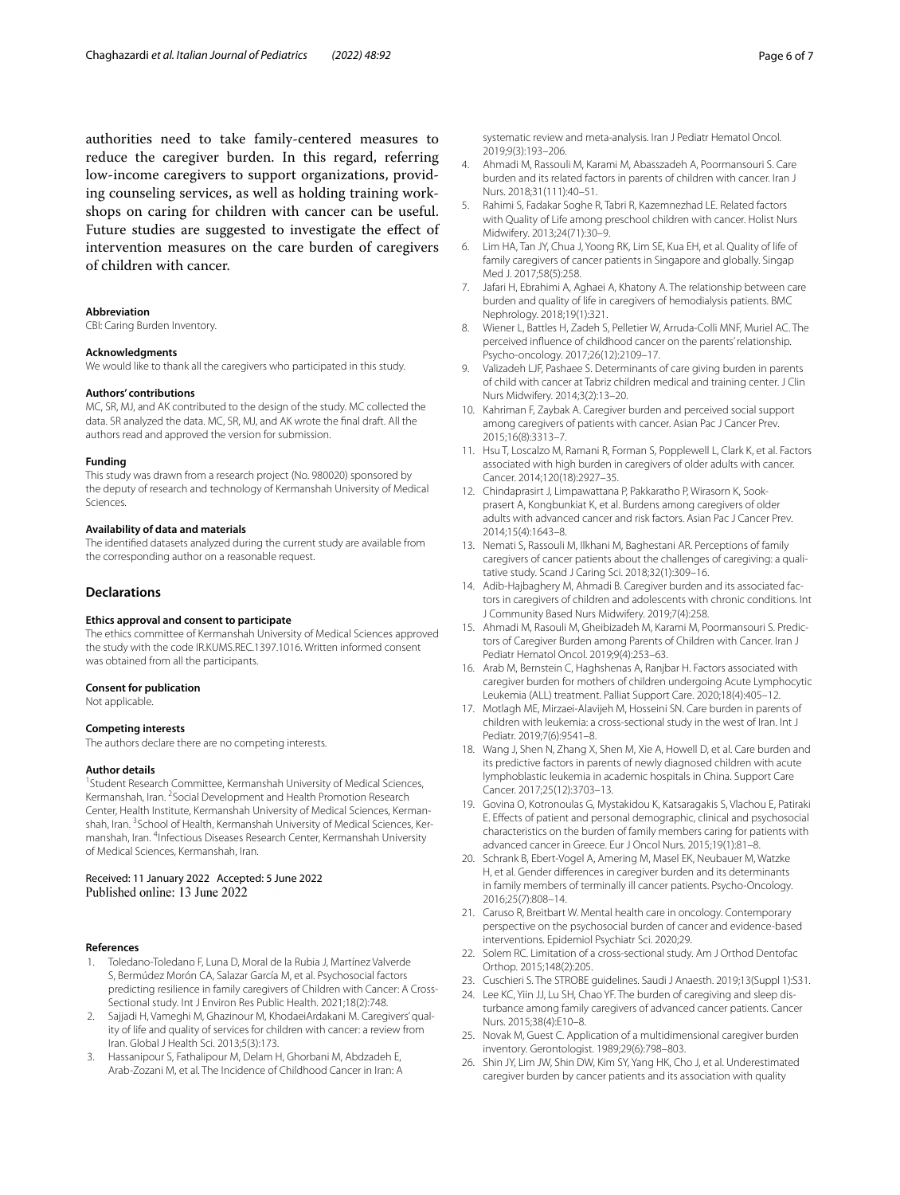authorities need to take family-centered measures to reduce the caregiver burden. In this regard, referring low-income caregivers to support organizations, providing counseling services, as well as holding training workshops on caring for children with cancer can be useful. Future studies are suggested to investigate the effect of intervention measures on the care burden of caregivers of children with cancer.

#### Abbreviation
CBI: Caring Burden Inventory.

#### Acknowledgments
We would like to thank all the caregivers who participated in this study.

#### Authors' contributions
MC, SR, MJ, and AK contributed to the design of the study. MC collected the data. SR analyzed the data. MC, SR, MJ, and AK wrote the final draft. All the authors read and approved the version for submission.

#### Funding
This study was drawn from a research project (No. 980020) sponsored by the deputy of research and technology of Kermanshah University of Medical Sciences.

#### Availability of data and materials
The identified datasets analyzed during the current study are available from the corresponding author on a reasonable request.

## Declarations

#### Ethics approval and consent to participate
The ethics committee of Kermanshah University of Medical Sciences approved the study with the code IR.KUMS.REC.1397.1016. Written informed consent was obtained from all the participants.

#### Consent for publication
Not applicable.

#### Competing interests
The authors declare there are no competing interests.

#### Author details
[1]Student Research Committee, Kermanshah University of Medical Sciences, Kermanshah, Iran. [2]Social Development and Health Promotion Research Center, Health Institute, Kermanshah University of Medical Sciences, Kermanshah, Iran. [3]School of Health, Kermanshah University of Medical Sciences, Kermanshah, Iran. [4]Infectious Diseases Research Center, Kermanshah University of Medical Sciences, Kermanshah, Iran.

Received: 11 January 2022 Accepted: 5 June 2022
Published online: 13 June 2022

#### References

1. Toledano-Toledano F, Luna D, Moral de la Rubia J, Martínez Valverde S, Bermúdez Morón CA, Salazar García M, et al. Psychosocial factors predicting resilience in family caregivers of Children with Cancer: A Cross-Sectional study. Int J Environ Res Public Health. 2021;18(2):748.
2. Sajjadi H, Vameghi M, Ghazinour M, KhodaeiArdakani M. Caregivers' quality of life and quality of services for children with cancer: a review from Iran. Global J Health Sci. 2013;5(3):173.
3. Hassanipour S, Fathalipour M, Delam H, Ghorbani M, Abdzadeh E, Arab-Zozani M, et al. The Incidence of Childhood Cancer in Iran: A systematic review and meta-analysis. Iran J Pediatr Hematol Oncol. 2019;9(3):193–206.
4. Ahmadi M, Rassouli M, Karami M, Abasszadeh A, Poormansouri S. Care burden and its related factors in parents of children with cancer. Iran J Nurs. 2018;31(111):40–51.
5. Rahimi S, Fadakar Soghe R, Tabri R, Kazemnezhad LE. Related factors with Quality of Life among preschool children with cancer. Holist Nurs Midwifery. 2013;24(71):30–9.
6. Lim HA, Tan JY, Chua J, Yoong RK, Lim SE, Kua EH, et al. Quality of life of family caregivers of cancer patients in Singapore and globally. Singap Med J. 2017;58(5):258.
7. Jafari H, Ebrahimi A, Aghaei A, Khatony A. The relationship between care burden and quality of life in caregivers of hemodialysis patients. BMC Nephrology. 2018;19(1):321.
8. Wiener L, Battles H, Zadeh S, Pelletier W, Arruda-Colli MNF, Muriel AC. The perceived influence of childhood cancer on the parents' relationship. Psycho-oncology. 2017;26(12):2109–17.
9. Valizadeh LJF, Pashaee S. Determinants of care giving burden in parents of child with cancer at Tabriz children medical and training center. J Clin Nurs Midwifery. 2014;3(2):13–20.
10. Kahriman F, Zaybak A. Caregiver burden and perceived social support among caregivers of patients with cancer. Asian Pac J Cancer Prev. 2015;16(8):3313–7.
11. Hsu T, Loscalzo M, Ramani R, Forman S, Popplewell L, Clark K, et al. Factors associated with high burden in caregivers of older adults with cancer. Cancer. 2014;120(18):2927–35.
12. Chindaprasirt J, Limpawattana P, Pakkaratho P, Wirasorn K, Sookprasert A, Kongbunkiat K, et al. Burdens among caregivers of older adults with advanced cancer and risk factors. Asian Pac J Cancer Prev. 2014;15(4):1643–8.
13. Nemati S, Rassouli M, Ilkhani M, Baghestani AR. Perceptions of family caregivers of cancer patients about the challenges of caregiving: a qualitative study. Scand J Caring Sci. 2018;32(1):309–16.
14. Adib-Hajbaghery M, Ahmadi B. Caregiver burden and its associated factors in caregivers of children and adolescents with chronic conditions. Int J Community Based Nurs Midwifery. 2019;7(4):258.
15. Ahmadi M, Rasouli M, Gheibizadeh M, Karami M, Poormansouri S. Predictors of Caregiver Burden among Parents of Children with Cancer. Iran J Pediatr Hematol Oncol. 2019;9(4):253–63.
16. Arab M, Bernstein C, Haghshenas A, Ranjbar H. Factors associated with caregiver burden for mothers of children undergoing Acute Lymphocytic Leukemia (ALL) treatment. Palliat Support Care. 2020;18(4):405–12.
17. Motlagh ME, Mirzaei-Alavijeh M, Hosseini SN. Care burden in parents of children with leukemia: a cross-sectional study in the west of Iran. Int J Pediatr. 2019;7(6):9541–8.
18. Wang J, Shen N, Zhang X, Shen M, Xie A, Howell D, et al. Care burden and its predictive factors in parents of newly diagnosed children with acute lymphoblastic leukemia in academic hospitals in China. Support Care Cancer. 2017;25(12):3703–13.
19. Govina O, Kotronoulas G, Mystakidou K, Katsaragakis S, Vlachou E, Patiraki E. Effects of patient and personal demographic, clinical and psychosocial characteristics on the burden of family members caring for patients with advanced cancer in Greece. Eur J Oncol Nurs. 2015;19(1):81–8.
20. Schrank B, Ebert-Vogel A, Amering M, Masel EK, Neubauer M, Watzke H, et al. Gender differences in caregiver burden and its determinants in family members of terminally ill cancer patients. Psycho-Oncology. 2016;25(7):808–14.
21. Caruso R, Breitbart W. Mental health care in oncology. Contemporary perspective on the psychosocial burden of cancer and evidence-based interventions. Epidemiol Psychiatr Sci. 2020;29.
22. Solem RC. Limitation of a cross-sectional study. Am J Orthod Dentofac Orthop. 2015;148(2):205.
23. Cuschieri S. The STROBE guidelines. Saudi J Anaesth. 2019;13(Suppl 1):S31.
24. Lee KC, Yiin JJ, Lu SH, Chao YF. The burden of caregiving and sleep disturbance among family caregivers of advanced cancer patients. Cancer Nurs. 2015;38(4):E10–8.
25. Novak M, Guest C. Application of a multidimensional caregiver burden inventory. Gerontologist. 1989;29(6):798–803.
26. Shin JY, Lim JW, Shin DW, Kim SY, Yang HK, Cho J, et al. Underestimated caregiver burden by cancer patients and its association with quality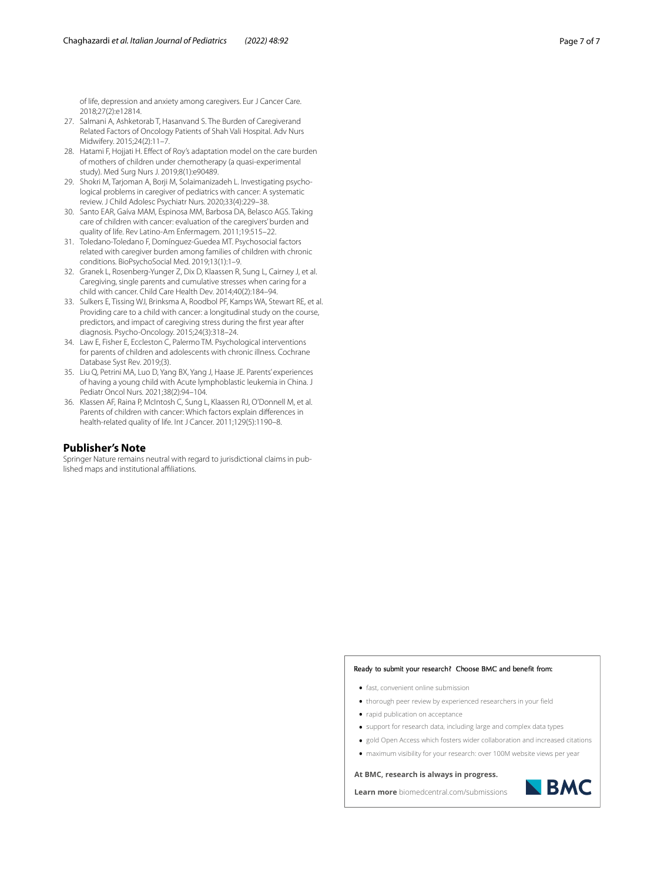of life, depression and anxiety among caregivers. Eur J Cancer Care. 2018;27(2):e12814.

27. Salmani A, Ashketorab T, Hasanvand S. The Burden of Caregiverand Related Factors of Oncology Patients of Shah Vali Hospital. Adv Nurs Midwifery. 2015;24(2):11–7.
28. Hatami F, Hojjati H. Effect of Roy's adaptation model on the care burden of mothers of children under chemotherapy (a quasi-experimental study). Med Surg Nurs J. 2019;8(1):e90489.
29. Shokri M, Tarjoman A, Borji M, Solaimanizadeh L. Investigating psychological problems in caregiver of pediatrics with cancer: A systematic review. J Child Adolesc Psychiatr Nurs. 2020;33(4):229–38.
30. Santo EAR, Gaíva MAM, Espinosa MM, Barbosa DA, Belasco AGS. Taking care of children with cancer: evaluation of the caregivers' burden and quality of life. Rev Latino-Am Enfermagem. 2011;19:515–22.
31. Toledano-Toledano F, Domínguez-Guedea MT. Psychosocial factors related with caregiver burden among families of children with chronic conditions. BioPsychoSocial Med. 2019;13(1):1–9.
32. Granek L, Rosenberg-Yunger Z, Dix D, Klaassen R, Sung L, Cairney J, et al. Caregiving, single parents and cumulative stresses when caring for a child with cancer. Child Care Health Dev. 2014;40(2):184–94.
33. Sulkers E, Tissing WJ, Brinksma A, Roodbol PF, Kamps WA, Stewart RE, et al. Providing care to a child with cancer: a longitudinal study on the course, predictors, and impact of caregiving stress during the first year after diagnosis. Psycho-Oncology. 2015;24(3):318–24.
34. Law E, Fisher E, Eccleston C, Palermo TM. Psychological interventions for parents of children and adolescents with chronic illness. Cochrane Database Syst Rev. 2019;(3).
35. Liu Q, Petrini MA, Luo D, Yang BX, Yang J, Haase JE. Parents' experiences of having a young child with Acute lymphoblastic leukemia in China. J Pediatr Oncol Nurs. 2021;38(2):94–104.
36. Klassen AF, Raina P, McIntosh C, Sung L, Klaassen RJ, O'Donnell M, et al. Parents of children with cancer: Which factors explain differences in health-related quality of life. Int J Cancer. 2011;129(5):1190–8.

## Publisher's Note

Springer Nature remains neutral with regard to jurisdictional claims in published maps and institutional affiliations.

Ready to submit your research? Choose BMC and benefit from:

- fast, convenient online submission
- thorough peer review by experienced researchers in your field
- rapid publication on acceptance
- support for research data, including large and complex data types
- gold Open Access which fosters wider collaboration and increased citations
- maximum visibility for your research: over 100M website views per year

**At BMC, research is always in progress.**

**Learn more** biomedcentral.com/submissions

BMC